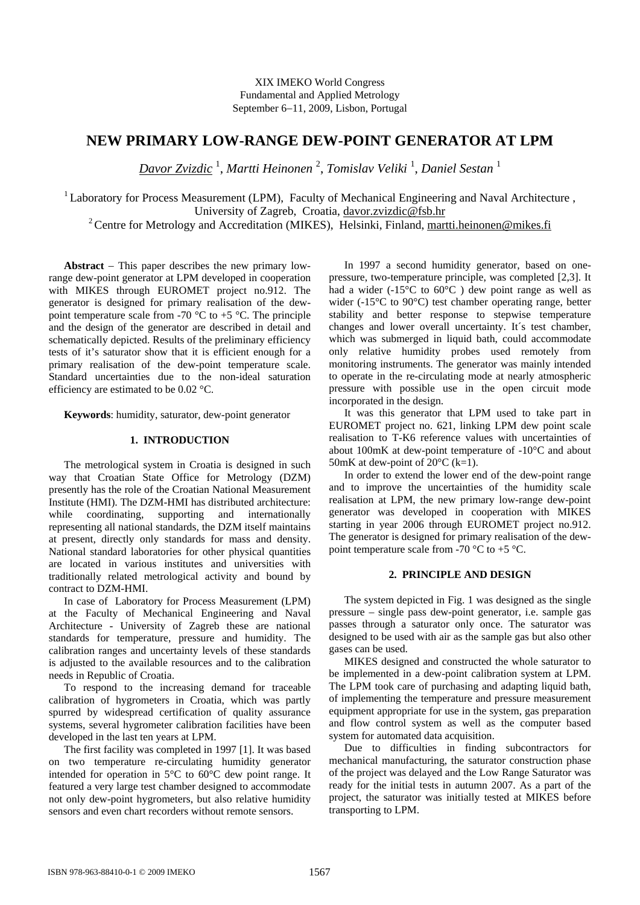XIX IMEKO World Congress
Fundamental and Applied Metrology
September 6–11, 2009, Lisbon, Portugal

# NEW PRIMARY LOW-RANGE DEW-POINT GENERATOR AT LPM

*Davor Zvizdic* [1], *Martti Heinonen* [2], *Tomislav Veliki* [1], *Daniel Sestan* [1]

[1] Laboratory for Process Measurement (LPM), Faculty of Mechanical Engineering and Naval Architecture, University of Zagreb, Croatia, davor.zvizdic@fsb.hr

[2] Centre for Metrology and Accreditation (MIKES), Helsinki, Finland, martti.heinonen@mikes.fi

**Abstract** – This paper describes the new primary low-range dew-point generator at LPM developed in cooperation with MIKES through EUROMET project no.912. The generator is designed for primary realisation of the dew-point temperature scale from -70 °C to +5 °C. The principle and the design of the generator are described in detail and schematically depicted. Results of the preliminary efficiency tests of it's saturator show that it is efficient enough for a primary realisation of the dew-point temperature scale. Standard uncertainties due to the non-ideal saturation efficiency are estimated to be 0.02 °C.

**Keywords**: humidity, saturator, dew-point generator

## 1. INTRODUCTION

The metrological system in Croatia is designed in such way that Croatian State Office for Metrology (DZM) presently has the role of the Croatian National Measurement Institute (HMI). The DZM-HMI has distributed architecture: while coordinating, supporting and internationally representing all national standards, the DZM itself maintains at present, directly only standards for mass and density. National standard laboratories for other physical quantities are located in various institutes and universities with traditionally related metrological activity and bound by contract to DZM-HMI.

In case of Laboratory for Process Measurement (LPM) at the Faculty of Mechanical Engineering and Naval Architecture - University of Zagreb these are national standards for temperature, pressure and humidity. The calibration ranges and uncertainty levels of these standards is adjusted to the available resources and to the calibration needs in Republic of Croatia.

To respond to the increasing demand for traceable calibration of hygrometers in Croatia, which was partly spurred by widespread certification of quality assurance systems, several hygrometer calibration facilities have been developed in the last ten years at LPM.

The first facility was completed in 1997 [1]. It was based on two temperature re-circulating humidity generator intended for operation in 5°C to 60°C dew point range. It featured a very large test chamber designed to accommodate not only dew-point hygrometers, but also relative humidity sensors and even chart recorders without remote sensors.

In 1997 a second humidity generator, based on one-pressure, two-temperature principle, was completed [2,3]. It had a wider (-15°C to 60°C ) dew point range as well as wider (-15°C to 90°C) test chamber operating range, better stability and better response to stepwise temperature changes and lower overall uncertainty. It´s test chamber, which was submerged in liquid bath, could accommodate only relative humidity probes used remotely from monitoring instruments. The generator was mainly intended to operate in the re-circulating mode at nearly atmospheric pressure with possible use in the open circuit mode incorporated in the design.

It was this generator that LPM used to take part in EUROMET project no. 621, linking LPM dew point scale realisation to T-K6 reference values with uncertainties of about 100mK at dew-point temperature of -10°C and about 50mK at dew-point of 20°C (k=1).

In order to extend the lower end of the dew-point range and to improve the uncertainties of the humidity scale realisation at LPM, the new primary low-range dew-point generator was developed in cooperation with MIKES starting in year 2006 through EUROMET project no.912. The generator is designed for primary realisation of the dew-point temperature scale from -70 °C to +5 °C.

## 2. PRINCIPLE AND DESIGN

The system depicted in Fig. 1 was designed as the single pressure – single pass dew-point generator, i.e. sample gas passes through a saturator only once. The saturator was designed to be used with air as the sample gas but also other gases can be used.

MIKES designed and constructed the whole saturator to be implemented in a dew-point calibration system at LPM. The LPM took care of purchasing and adapting liquid bath, of implementing the temperature and pressure measurement equipment appropriate for use in the system, gas preparation and flow control system as well as the computer based system for automated data acquisition.

Due to difficulties in finding subcontractors for mechanical manufacturing, the saturator construction phase of the project was delayed and the Low Range Saturator was ready for the initial tests in autumn 2007. As a part of the project, the saturator was initially tested at MIKES before transporting to LPM.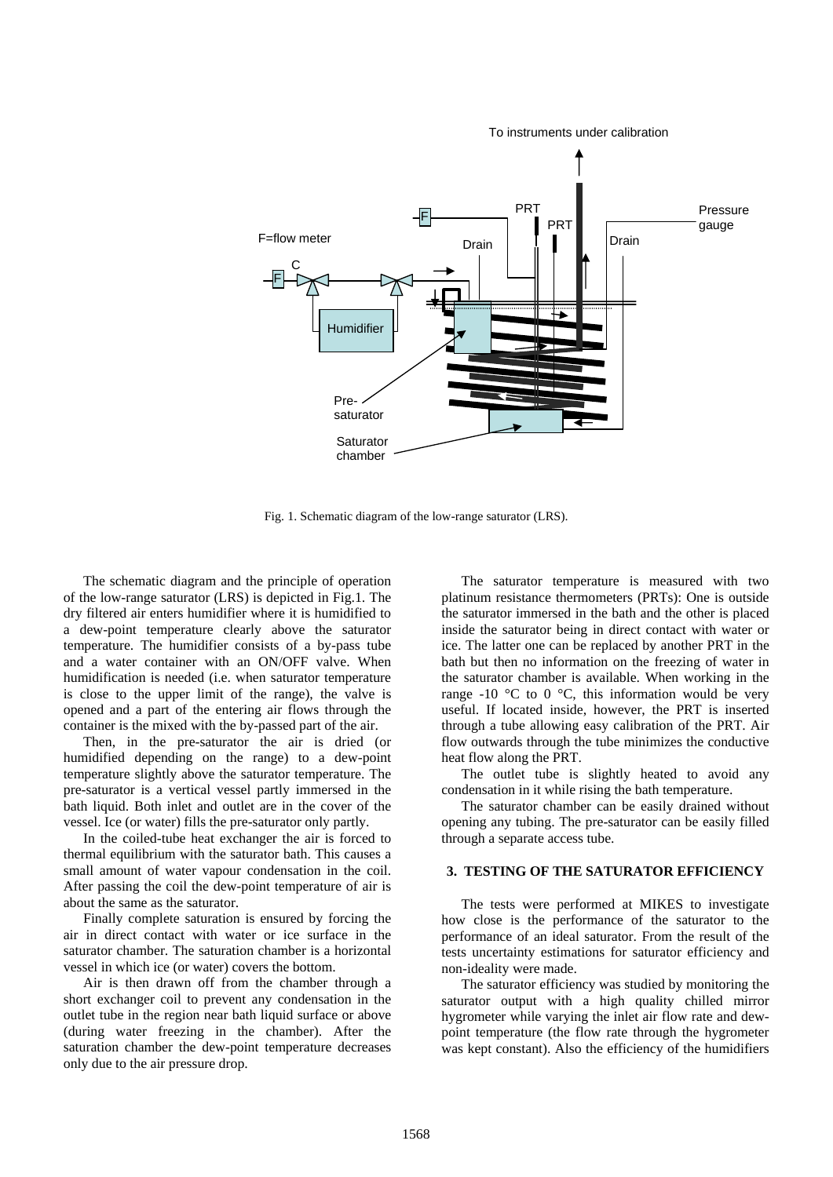Fig. 1. Schematic diagram of the low-range saturator (LRS).

The schematic diagram and the principle of operation of the low-range saturator (LRS) is depicted in Fig.1. The dry filtered air enters humidifier where it is humidified to a dew-point temperature clearly above the saturator temperature. The humidifier consists of a by-pass tube and a water container with an ON/OFF valve. When humidification is needed (i.e. when saturator temperature is close to the upper limit of the range), the valve is opened and a part of the entering air flows through the container is the mixed with the by-passed part of the air.

Then, in the pre-saturator the air is dried (or humidified depending on the range) to a dew-point temperature slightly above the saturator temperature. The pre-saturator is a vertical vessel partly immersed in the bath liquid. Both inlet and outlet are in the cover of the vessel. Ice (or water) fills the pre-saturator only partly.

In the coiled-tube heat exchanger the air is forced to thermal equilibrium with the saturator bath. This causes a small amount of water vapour condensation in the coil. After passing the coil the dew-point temperature of air is about the same as the saturator.

Finally complete saturation is ensured by forcing the air in direct contact with water or ice surface in the saturator chamber. The saturation chamber is a horizontal vessel in which ice (or water) covers the bottom.

Air is then drawn off from the chamber through a short exchanger coil to prevent any condensation in the outlet tube in the region near bath liquid surface or above (during water freezing in the chamber). After the saturation chamber the dew-point temperature decreases only due to the air pressure drop.

The saturator temperature is measured with two platinum resistance thermometers (PRTs): One is outside the saturator immersed in the bath and the other is placed inside the saturator being in direct contact with water or ice. The latter one can be replaced by another PRT in the bath but then no information on the freezing of water in the saturator chamber is available. When working in the range -10 °C to 0 °C, this information would be very useful. If located inside, however, the PRT is inserted through a tube allowing easy calibration of the PRT. Air flow outwards through the tube minimizes the conductive heat flow along the PRT.

The outlet tube is slightly heated to avoid any condensation in it while rising the bath temperature.

The saturator chamber can be easily drained without opening any tubing. The pre-saturator can be easily filled through a separate access tube.

## 3. TESTING OF THE SATURATOR EFFICIENCY

The tests were performed at MIKES to investigate how close is the performance of the saturator to the performance of an ideal saturator. From the result of the tests uncertainty estimations for saturator efficiency and non-ideality were made.

The saturator efficiency was studied by monitoring the saturator output with a high quality chilled mirror hygrometer while varying the inlet air flow rate and dew-point temperature (the flow rate through the hygrometer was kept constant). Also the efficiency of the humidifiers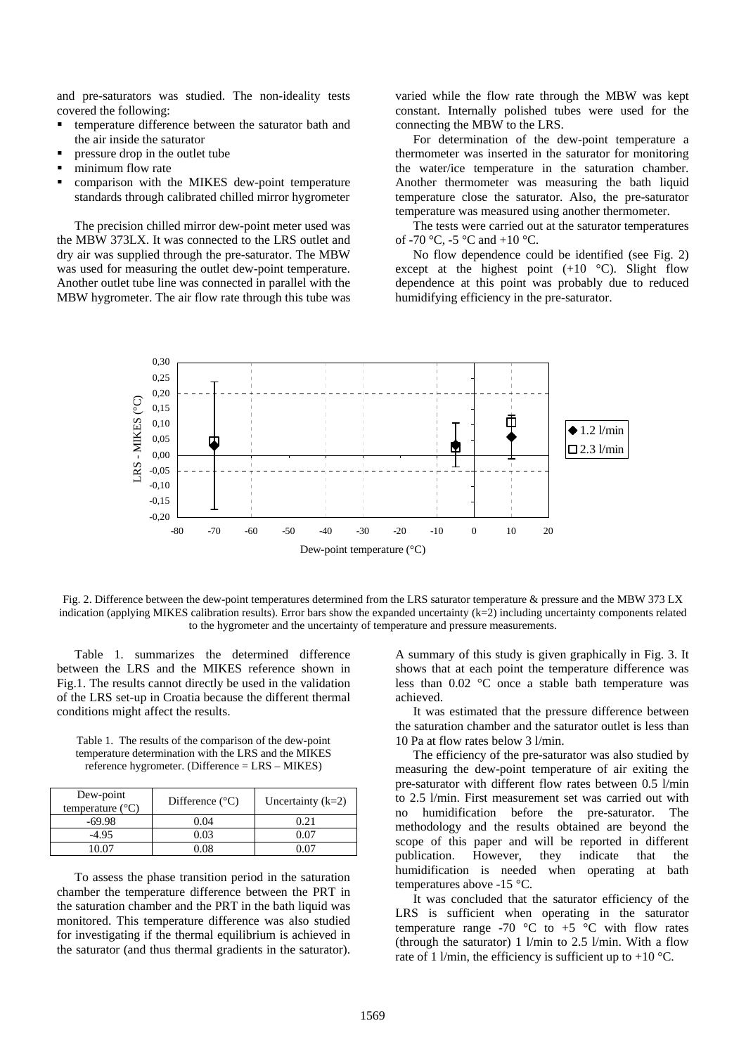and pre-saturators was studied. The non-ideality tests covered the following:

- temperature difference between the saturator bath and the air inside the saturator
- pressure drop in the outlet tube
- minimum flow rate
- comparison with the MIKES dew-point temperature standards through calibrated chilled mirror hygrometer

The precision chilled mirror dew-point meter used was the MBW 373LX. It was connected to the LRS outlet and dry air was supplied through the pre-saturator. The MBW was used for measuring the outlet dew-point temperature. Another outlet tube line was connected in parallel with the MBW hygrometer. The air flow rate through this tube was varied while the flow rate through the MBW was kept constant. Internally polished tubes were used for the connecting the MBW to the LRS.

For determination of the dew-point temperature a thermometer was inserted in the saturator for monitoring the water/ice temperature in the saturation chamber. Another thermometer was measuring the bath liquid temperature close the saturator. Also, the pre-saturator temperature was measured using another thermometer.

The tests were carried out at the saturator temperatures of -70 °C, -5 °C and +10 °C.

No flow dependence could be identified (see Fig. 2) except at the highest point (+10 °C). Slight flow dependence at this point was probably due to reduced humidifying efficiency in the pre-saturator.

Fig. 2. Difference between the dew-point temperatures determined from the LRS saturator temperature & pressure and the MBW 373 LX indication (applying MIKES calibration results). Error bars show the expanded uncertainty (k=2) including uncertainty components related to the hygrometer and the uncertainty of temperature and pressure measurements.

Table 1. summarizes the determined difference between the LRS and the MIKES reference shown in Fig.1. The results cannot directly be used in the validation of the LRS set-up in Croatia because the different thermal conditions might affect the results.

Table 1. The results of the comparison of the dew-point temperature determination with the LRS and the MIKES reference hygrometer. (Difference = LRS – MIKES)

| Dew-point temperature (°C) | Difference (°C) | Uncertainty (k=2) |
|---|---|---|
| -69.98 | 0.04 | 0.21 |
| -4.95 | 0.03 | 0.07 |
| 10.07 | 0.08 | 0.07 |

To assess the phase transition period in the saturation chamber the temperature difference between the PRT in the saturation chamber and the PRT in the bath liquid was monitored. This temperature difference was also studied for investigating if the thermal equilibrium is achieved in the saturator (and thus thermal gradients in the saturator). A summary of this study is given graphically in Fig. 3. It shows that at each point the temperature difference was less than 0.02 °C once a stable bath temperature was achieved.

It was estimated that the pressure difference between the saturation chamber and the saturator outlet is less than 10 Pa at flow rates below 3 l/min.

The efficiency of the pre-saturator was also studied by measuring the dew-point temperature of air exiting the pre-saturator with different flow rates between 0.5 l/min to 2.5 l/min. First measurement set was carried out with no humidification before the pre-saturator. The methodology and the results obtained are beyond the scope of this paper and will be reported in different publication. However, they indicate that the humidification is needed when operating at bath temperatures above -15 °C.

It was concluded that the saturator efficiency of the LRS is sufficient when operating in the saturator temperature range -70 °C to +5 °C with flow rates (through the saturator) 1 l/min to 2.5 l/min. With a flow rate of 1 l/min, the efficiency is sufficient up to +10 °C.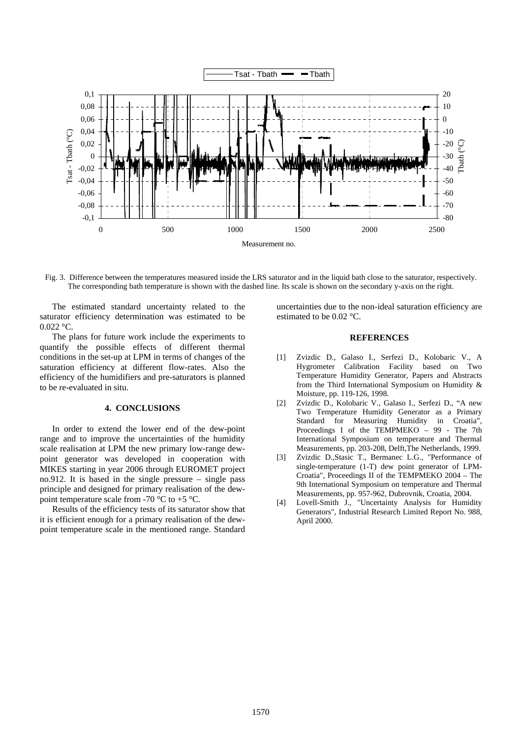Tsat - Tbath
Tbath

Tsat - Tbath (°C)

0,1
0,08
0,06
0,04
0,02
0
-0,02
-0,04
-0,06
-0,08
-0,1

Tbath (°C)

20
10
0
-10
-20
-30
-40
-50
-60
-70
-80

0
500
1000
1500
2000
2500

Measurement no.

Fig. 3. Difference between the temperatures measured inside the LRS saturator and in the liquid bath close to the saturator, respectively. The corresponding bath temperature is shown with the dashed line. Its scale is shown on the secondary y-axis on the right.

The estimated standard uncertainty related to the saturator efficiency determination was estimated to be 0.022 °C.

The plans for future work include the experiments to quantify the possible effects of different thermal conditions in the set-up at LPM in terms of changes of the saturation efficiency at different flow-rates. Also the efficiency of the humidifiers and pre-saturators is planned to be re-evaluated in situ.

## 4. CONCLUSIONS

In order to extend the lower end of the dew-point range and to improve the uncertainties of the humidity scale realisation at LPM the new primary low-range dew-point generator was developed in cooperation with MIKES starting in year 2006 through EUROMET project no.912. It is based in the single pressure – single pass principle and designed for primary realisation of the dew-point temperature scale from -70 °C to +5 °C.

Results of the efficiency tests of its saturator show that it is efficient enough for a primary realisation of the dew-point temperature scale in the mentioned range. Standard uncertainties due to the non-ideal saturation efficiency are estimated to be 0.02 °C.

## REFERENCES

[1] Zvizdic D., Galaso I., Serfezi D., Kolobaric V., A Hygrometer Calibration Facility based on Two Temperature Humidity Generator, Papers and Abstracts from the Third International Symposium on Humidity & Moisture, pp. 119-126, 1998.

[2] Zvizdic D., Kolobaric V., Galaso I., Serfezi D., "A new Two Temperature Humidity Generator as a Primary Standard for Measuring Humidity in Croatia", Proceedings I of the TEMPMEKO – 99 - The 7th International Symposium on temperature and Thermal Measurements, pp. 203-208, Delft,The Netherlands, 1999.

[3] Zvizdic D.,Stasic T., Bermanec L.G., "Performance of single-temperature (1-T) dew point generator of LPM-Croatia", Proceedings II of the TEMPMEKO 2004 – The 9th International Symposium on temperature and Thermal Measurements, pp. 957-962, Dubrovnik, Croatia, 2004.

[4] Lovell-Smith J., "Uncertainty Analysis for Humidity Generators", Industrial Research Limited Report No. 988, April 2000.